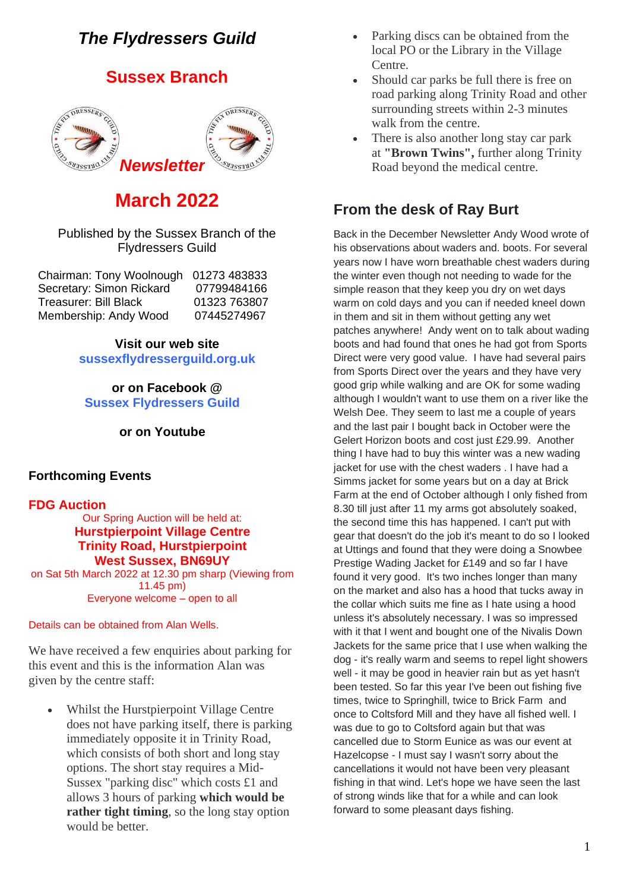# The Flydressers Guild

## Sussex Branch

***Newsletter***

# March 2022

Published by the Sussex Branch of the Flydressers Guild

| | |
|---|---|
| Chairman: Tony Woolnough | 01273 483833 |
| Secretary: Simon Rickard | 07799484166 |
| Treasurer: Bill Black | 01323 763807 |
| Membership: Andy Wood | 07445274967 |

**Visit our web site**
**sussexflydresserguild.org.uk**

**or on Facebook @**
**Sussex Flydressers Guild**

**or on Youtube**

## Forthcoming Events

### FDG Auction

Our Spring Auction will be held at:
**Hurstpierpoint Village Centre**
**Trinity Road, Hurstpierpoint**
**West Sussex, BN69UY**
on Sat 5th March 2022 at 12.30 pm sharp (Viewing from 11.45 pm)
Everyone welcome – open to all

Details can be obtained from Alan Wells.

We have received a few enquiries about parking for this event and this is the information Alan was given by the centre staff:

- Whilst the Hurstpierpoint Village Centre does not have parking itself, there is parking immediately opposite it in Trinity Road, which consists of both short and long stay options. The short stay requires a Mid-Sussex "parking disc" which costs £1 and allows 3 hours of parking **which would be rather tight timing**, so the long stay option would be better.
- Parking discs can be obtained from the local PO or the Library in the Village Centre.
- Should car parks be full there is free on road parking along Trinity Road and other surrounding streets within 2-3 minutes walk from the centre.
- There is also another long stay car park at **"Brown Twins",** further along Trinity Road beyond the medical centre.

## From the desk of Ray Burt

Back in the December Newsletter Andy Wood wrote of his observations about waders and. boots. For several years now I have worn breathable chest waders during the winter even though not needing to wade for the simple reason that they keep you dry on wet days warm on cold days and you can if needed kneel down in them and sit in them without getting any wet patches anywhere! Andy went on to talk about wading boots and had found that ones he had got from Sports Direct were very good value. I have had several pairs from Sports Direct over the years and they have very good grip while walking and are OK for some wading although I wouldn't want to use them on a river like the Welsh Dee. They seem to last me a couple of years and the last pair I bought back in October were the Gelert Horizon boots and cost just £29.99. Another thing I have had to buy this winter was a new wading jacket for use with the chest waders . I have had a Simms jacket for some years but on a day at Brick Farm at the end of October although I only fished from 8.30 till just after 11 my arms got absolutely soaked, the second time this has happened. I can't put with gear that doesn't do the job it's meant to do so I looked at Uttings and found that they were doing a Snowbee Prestige Wading Jacket for £149 and so far I have found it very good. It's two inches longer than many on the market and also has a hood that tucks away in the collar which suits me fine as I hate using a hood unless it's absolutely necessary. I was so impressed with it that I went and bought one of the Nivalis Down Jackets for the same price that I use when walking the dog - it's really warm and seems to repel light showers well - it may be good in heavier rain but as yet hasn't been tested. So far this year I've been out fishing five times, twice to Springhill, twice to Brick Farm and once to Coltsford Mill and they have all fished well. I was due to go to Coltsford again but that was cancelled due to Storm Eunice as was our event at Hazelcopse - I must say I wasn't sorry about the cancellations it would not have been very pleasant fishing in that wind. Let's hope we have seen the last of strong winds like that for a while and can look forward to some pleasant days fishing.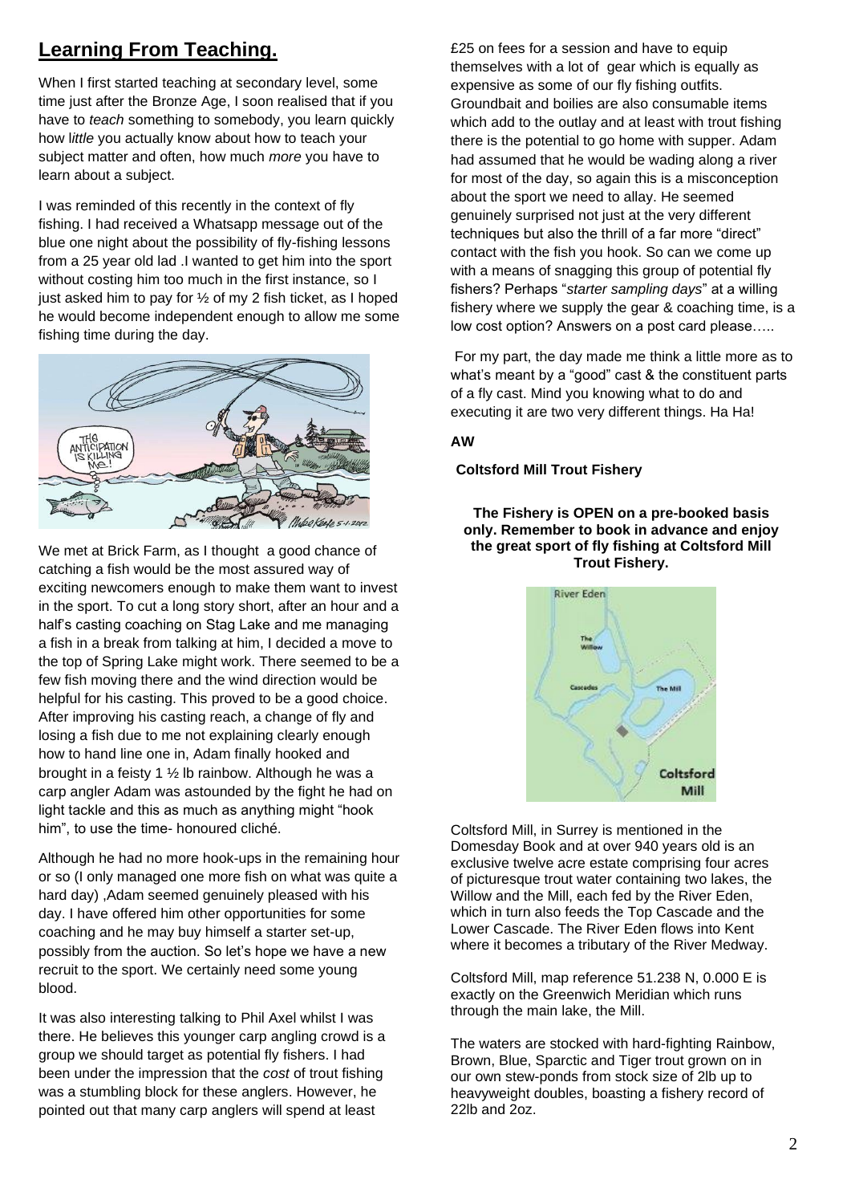## Learning From Teaching.

When I first started teaching at secondary level, some time just after the Bronze Age, I soon realised that if you have to *teach* something to somebody, you learn quickly how l*ittle* you actually know about how to teach your subject matter and often, how much *more* you have to learn about a subject.

I was reminded of this recently in the context of fly fishing. I had received a Whatsapp message out of the blue one night about the possibility of fly-fishing lessons from a 25 year old lad .I wanted to get him into the sport without costing him too much in the first instance, so I just asked him to pay for ½ of my 2 fish ticket, as I hoped he would become independent enough to allow me some fishing time during the day.

We met at Brick Farm, as I thought a good chance of catching a fish would be the most assured way of exciting newcomers enough to make them want to invest in the sport. To cut a long story short, after an hour and a half's casting coaching on Stag Lake and me managing a fish in a break from talking at him, I decided a move to the top of Spring Lake might work. There seemed to be a few fish moving there and the wind direction would be helpful for his casting. This proved to be a good choice. After improving his casting reach, a change of fly and losing a fish due to me not explaining clearly enough how to hand line one in, Adam finally hooked and brought in a feisty 1 ½ lb rainbow. Although he was a carp angler Adam was astounded by the fight he had on light tackle and this as much as anything might "hook him", to use the time- honoured cliché.

Although he had no more hook-ups in the remaining hour or so (I only managed one more fish on what was quite a hard day) ,Adam seemed genuinely pleased with his day. I have offered him other opportunities for some coaching and he may buy himself a starter set-up, possibly from the auction. So let's hope we have a new recruit to the sport. We certainly need some young blood.

It was also interesting talking to Phil Axel whilst I was there. He believes this younger carp angling crowd is a group we should target as potential fly fishers. I had been under the impression that the *cost* of trout fishing was a stumbling block for these anglers. However, he pointed out that many carp anglers will spend at least £25 on fees for a session and have to equip themselves with a lot of gear which is equally as expensive as some of our fly fishing outfits. Groundbait and boilies are also consumable items which add to the outlay and at least with trout fishing there is the potential to go home with supper. Adam had assumed that he would be wading along a river for most of the day, so again this is a misconception about the sport we need to allay. He seemed genuinely surprised not just at the very different techniques but also the thrill of a far more "direct" contact with the fish you hook. So can we come up with a means of snagging this group of potential fly fishers? Perhaps "*starter sampling days*" at a willing fishery where we supply the gear & coaching time, is a low cost option? Answers on a post card please…..

For my part, the day made me think a little more as to what's meant by a "good" cast & the constituent parts of a fly cast. Mind you knowing what to do and executing it are two very different things. Ha Ha!

**AW**

**Coltsford Mill Trout Fishery**

**The Fishery is OPEN on a pre-booked basis only. Remember to book in advance and enjoy the great sport of fly fishing at Coltsford Mill Trout Fishery.**

Coltsford Mill, in Surrey is mentioned in the Domesday Book and at over 940 years old is an exclusive twelve acre estate comprising four acres of picturesque trout water containing two lakes, the Willow and the Mill, each fed by the River Eden, which in turn also feeds the Top Cascade and the Lower Cascade. The River Eden flows into Kent where it becomes a tributary of the River Medway.

Coltsford Mill, map reference 51.238 N, 0.000 E is exactly on the Greenwich Meridian which runs through the main lake, the Mill.

The waters are stocked with hard-fighting Rainbow, Brown, Blue, Sparctic and Tiger trout grown on in our own stew-ponds from stock size of 2lb up to heavyweight doubles, boasting a fishery record of 22lb and 2oz.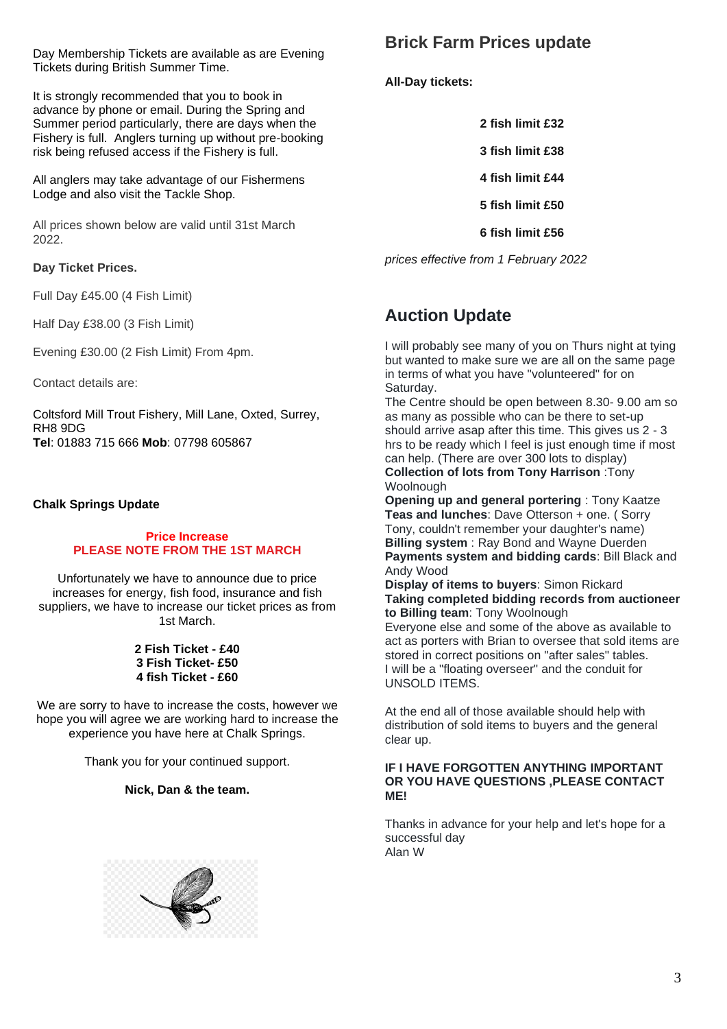Day Membership Tickets are available as are Evening Tickets during British Summer Time.

It is strongly recommended that you to book in advance by phone or email. During the Spring and Summer period particularly, there are days when the Fishery is full. Anglers turning up without pre-booking risk being refused access if the Fishery is full.

All anglers may take advantage of our Fishermens Lodge and also visit the Tackle Shop.

All prices shown below are valid until 31st March 2022.

**Day Ticket Prices.**

Full Day £45.00 (4 Fish Limit)

Half Day £38.00 (3 Fish Limit)

Evening £30.00 (2 Fish Limit) From 4pm.

Contact details are:

Coltsford Mill Trout Fishery, Mill Lane, Oxted, Surrey, RH8 9DG
**Tel**: 01883 715 666 **Mob**: 07798 605867

**Chalk Springs Update**

**Price Increase**
**PLEASE NOTE FROM THE 1ST MARCH**

Unfortunately we have to announce due to price increases for energy, fish food, insurance and fish suppliers, we have to increase our ticket prices as from 1st March.

**2 Fish Ticket - £40**
**3 Fish Ticket- £50**
**4 fish Ticket - £60**

We are sorry to have to increase the costs, however we hope you will agree we are working hard to increase the experience you have here at Chalk Springs.

Thank you for your continued support.

**Nick, Dan & the team.**

## Brick Farm Prices update

**All-Day tickets:**

**2 fish limit £32**

**3 fish limit £38**

**4 fish limit £44**

**5 fish limit £50**

**6 fish limit £56**

*prices effective from 1 February 2022*

## Auction Update

I will probably see many of you on Thurs night at tying but wanted to make sure we are all on the same page in terms of what you have "volunteered" for on Saturday.
The Centre should be open between 8.30- 9.00 am so as many as possible who can be there to set-up should arrive asap after this time. This gives us 2 - 3 hrs to be ready which I feel is just enough time if most can help. (There are over 300 lots to display)
**Collection of lots from Tony Harrison** :Tony Woolnough
**Opening up and general portering** : Tony Kaatze
**Teas and lunches**: Dave Otterson + one. ( Sorry Tony, couldn't remember your daughter's name)
**Billing system** : Ray Bond and Wayne Duerden
**Payments system and bidding cards**: Bill Black and Andy Wood
**Display of items to buyers**: Simon Rickard
**Taking completed bidding records from auctioneer to Billing team**: Tony Woolnough
Everyone else and some of the above as available to act as porters with Brian to oversee that sold items are stored in correct positions on "after sales" tables.
I will be a "floating overseer" and the conduit for UNSOLD ITEMS.

At the end all of those available should help with distribution of sold items to buyers and the general clear up.

**IF I HAVE FORGOTTEN ANYTHING IMPORTANT OR YOU HAVE QUESTIONS ,PLEASE CONTACT ME!**

Thanks in advance for your help and let's hope for a successful day
Alan W